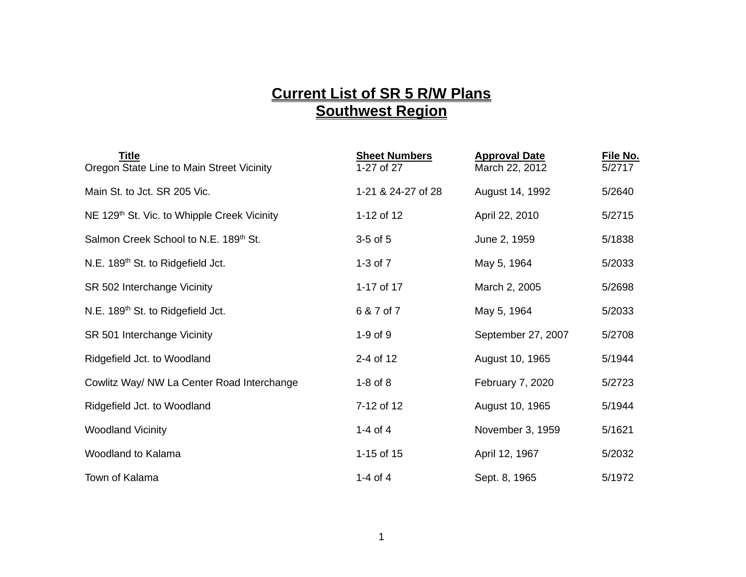# Current List of SR 5 R/W Plans
## Southwest Region

| Title | Sheet Numbers | Approval Date | File No. |
|---|---|---|---|
| Oregon State Line to Main Street Vicinity | 1-27 of 27 | March 22, 2012 | 5/2717 |
| Main St. to Jct. SR 205 Vic. | 1-21 & 24-27 of 28 | August 14, 1992 | 5/2640 |
| NE 129th St. Vic. to Whipple Creek Vicinity | 1-12 of 12 | April 22, 2010 | 5/2715 |
| Salmon Creek School to N.E. 189th St. | 3-5 of 5 | June 2, 1959 | 5/1838 |
| N.E. 189th St. to Ridgefield Jct. | 1-3 of 7 | May 5, 1964 | 5/2033 |
| SR 502 Interchange Vicinity | 1-17 of 17 | March 2, 2005 | 5/2698 |
| N.E. 189th St. to Ridgefield Jct. | 6 & 7 of 7 | May 5, 1964 | 5/2033 |
| SR 501 Interchange Vicinity | 1-9 of 9 | September 27, 2007 | 5/2708 |
| Ridgefield Jct. to Woodland | 2-4 of 12 | August 10, 1965 | 5/1944 |
| Cowlitz Way/ NW La Center Road Interchange | 1-8 of 8 | February 7, 2020 | 5/2723 |
| Ridgefield Jct. to Woodland | 7-12 of 12 | August 10, 1965 | 5/1944 |
| Woodland Vicinity | 1-4 of 4 | November 3, 1959 | 5/1621 |
| Woodland to Kalama | 1-15 of 15 | April 12, 1967 | 5/2032 |
| Town of Kalama | 1-4 of 4 | Sept. 8, 1965 | 5/1972 |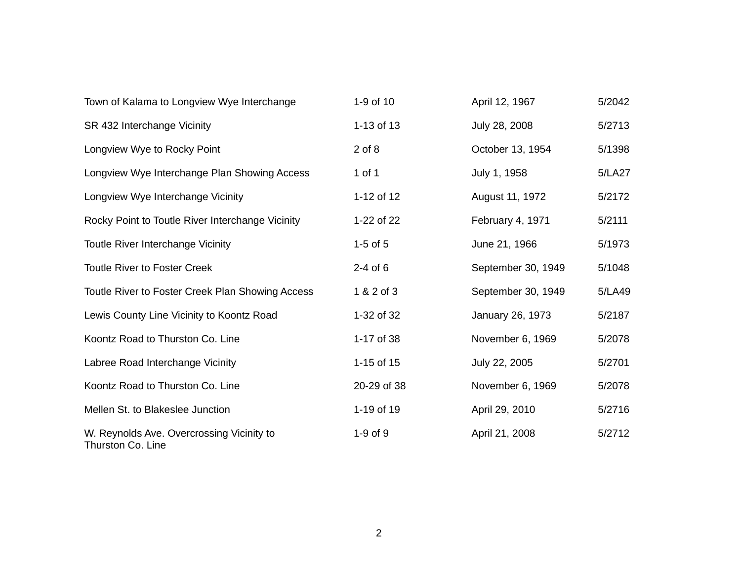| | | | |
|---|---|---|---|
| Town of Kalama to Longview Wye Interchange | 1-9 of 10 | April 12, 1967 | 5/2042 |
| SR 432 Interchange Vicinity | 1-13 of 13 | July 28, 2008 | 5/2713 |
| Longview Wye to Rocky Point | 2 of 8 | October 13, 1954 | 5/1398 |
| Longview Wye Interchange Plan Showing Access | 1 of 1 | July 1, 1958 | 5/LA27 |
| Longview Wye Interchange Vicinity | 1-12 of 12 | August 11, 1972 | 5/2172 |
| Rocky Point to Toutle River Interchange Vicinity | 1-22 of 22 | February 4, 1971 | 5/2111 |
| Toutle River Interchange Vicinity | 1-5 of 5 | June 21, 1966 | 5/1973 |
| Toutle River to Foster Creek | 2-4 of 6 | September 30, 1949 | 5/1048 |
| Toutle River to Foster Creek Plan Showing Access | 1 & 2 of 3 | September 30, 1949 | 5/LA49 |
| Lewis County Line Vicinity to Koontz Road | 1-32 of 32 | January 26, 1973 | 5/2187 |
| Koontz Road to Thurston Co. Line | 1-17 of 38 | November 6, 1969 | 5/2078 |
| Labree Road Interchange Vicinity | 1-15 of 15 | July 22, 2005 | 5/2701 |
| Koontz Road to Thurston Co. Line | 20-29 of 38 | November 6, 1969 | 5/2078 |
| Mellen St. to Blakeslee Junction | 1-19 of 19 | April 29, 2010 | 5/2716 |
| W. Reynolds Ave. Overcrossing Vicinity to Thurston Co. Line | 1-9 of 9 | April 21, 2008 | 5/2712 |